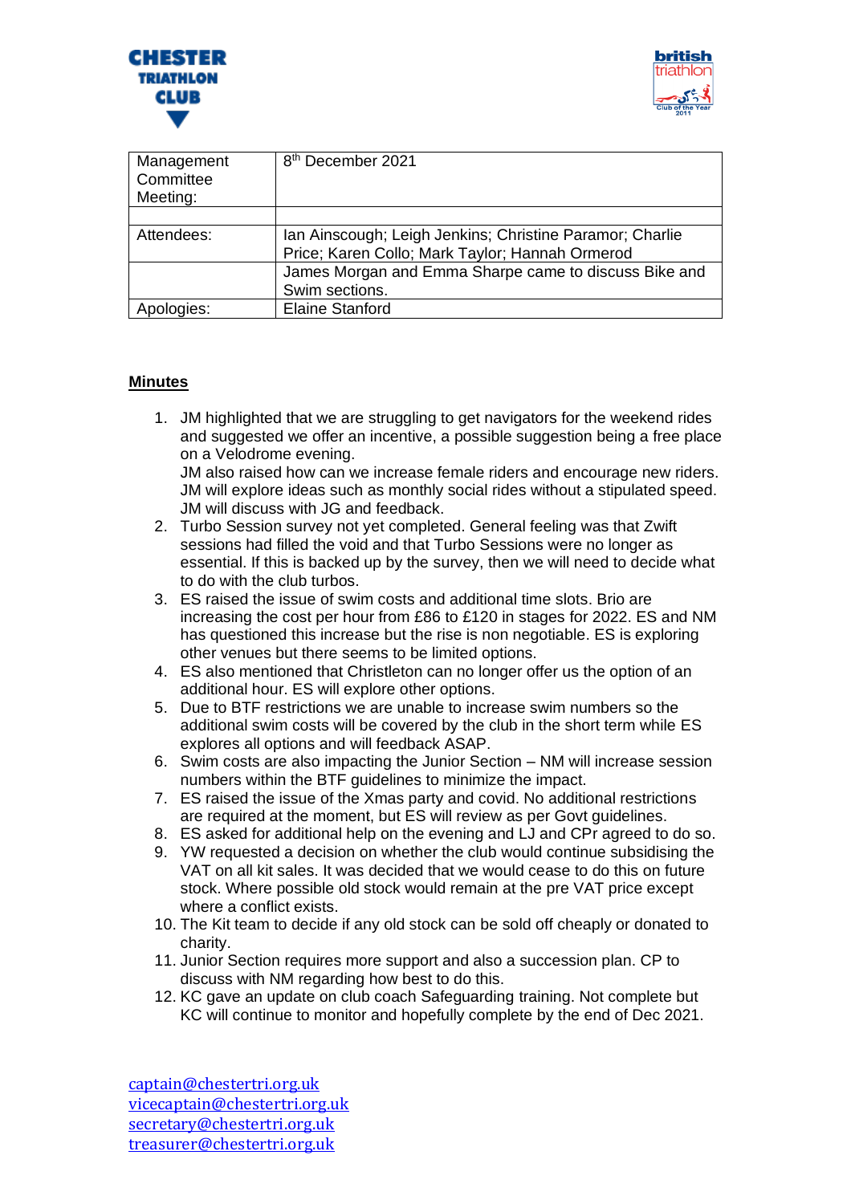| Management Committee Meeting: | 8th December 2021 |
|---|---|
| | |
| Attendees: | Ian Ainscough; Leigh Jenkins; Christine Paramor; Charlie Price; Karen Collo; Mark Taylor; Hannah Ormerod |
| | James Morgan and Emma Sharpe came to discuss Bike and Swim sections. |
| Apologies: | Elaine Stanford |

**Minutes**

1. JM highlighted that we are struggling to get navigators for the weekend rides and suggested we offer an incentive, a possible suggestion being a free place on a Velodrome evening.
   JM also raised how can we increase female riders and encourage new riders. JM will explore ideas such as monthly social rides without a stipulated speed. JM will discuss with JG and feedback.
2. Turbo Session survey not yet completed. General feeling was that Zwift sessions had filled the void and that Turbo Sessions were no longer as essential. If this is backed up by the survey, then we will need to decide what to do with the club turbos.
3. ES raised the issue of swim costs and additional time slots. Brio are increasing the cost per hour from £86 to £120 in stages for 2022. ES and NM has questioned this increase but the rise is non negotiable. ES is exploring other venues but there seems to be limited options.
4. ES also mentioned that Christleton can no longer offer us the option of an additional hour. ES will explore other options.
5. Due to BTF restrictions we are unable to increase swim numbers so the additional swim costs will be covered by the club in the short term while ES explores all options and will feedback ASAP.
6. Swim costs are also impacting the Junior Section – NM will increase session numbers within the BTF guidelines to minimize the impact.
7. ES raised the issue of the Xmas party and covid. No additional restrictions are required at the moment, but ES will review as per Govt guidelines.
8. ES asked for additional help on the evening and LJ and CPr agreed to do so.
9. YW requested a decision on whether the club would continue subsidising the VAT on all kit sales. It was decided that we would cease to do this on future stock. Where possible old stock would remain at the pre VAT price except where a conflict exists.
10. The Kit team to decide if any old stock can be sold off cheaply or donated to charity.
11. Junior Section requires more support and also a succession plan. CP to discuss with NM regarding how best to do this.
12. KC gave an update on club coach Safeguarding training. Not complete but KC will continue to monitor and hopefully complete by the end of Dec 2021.

captain@chestertri.org.uk
vicecaptain@chestertri.org.uk
secretary@chestertri.org.uk
treasurer@chestertri.org.uk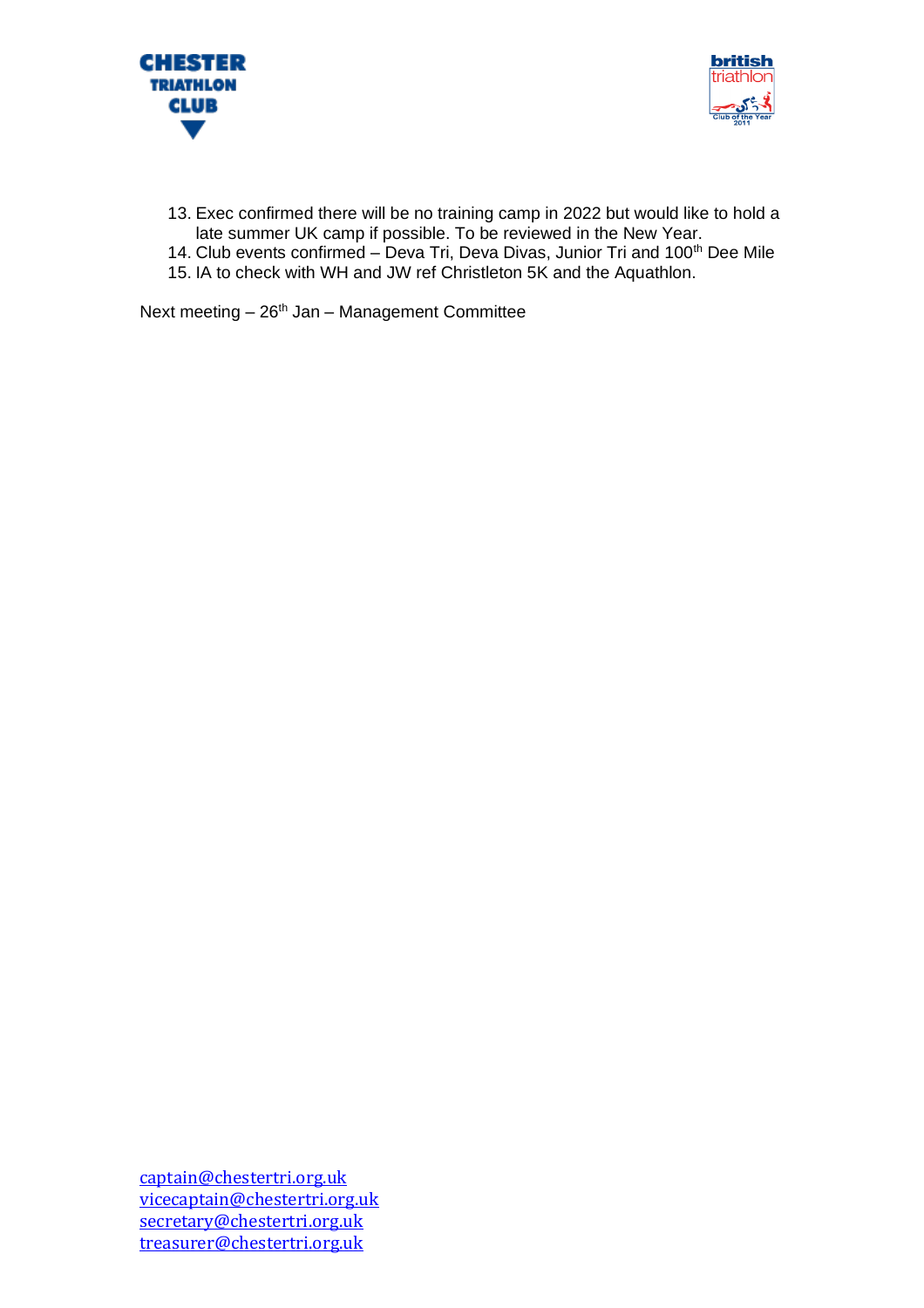13. Exec confirmed there will be no training camp in 2022 but would like to hold a late summer UK camp if possible. To be reviewed in the New Year.
14. Club events confirmed – Deva Tri, Deva Divas, Junior Tri and 100th Dee Mile
15. IA to check with WH and JW ref Christleton 5K and the Aquathlon.

Next meeting – 26th Jan – Management Committee

captain@chestertri.org.uk
vicecaptain@chestertri.org.uk
secretary@chestertri.org.uk
treasurer@chestertri.org.uk